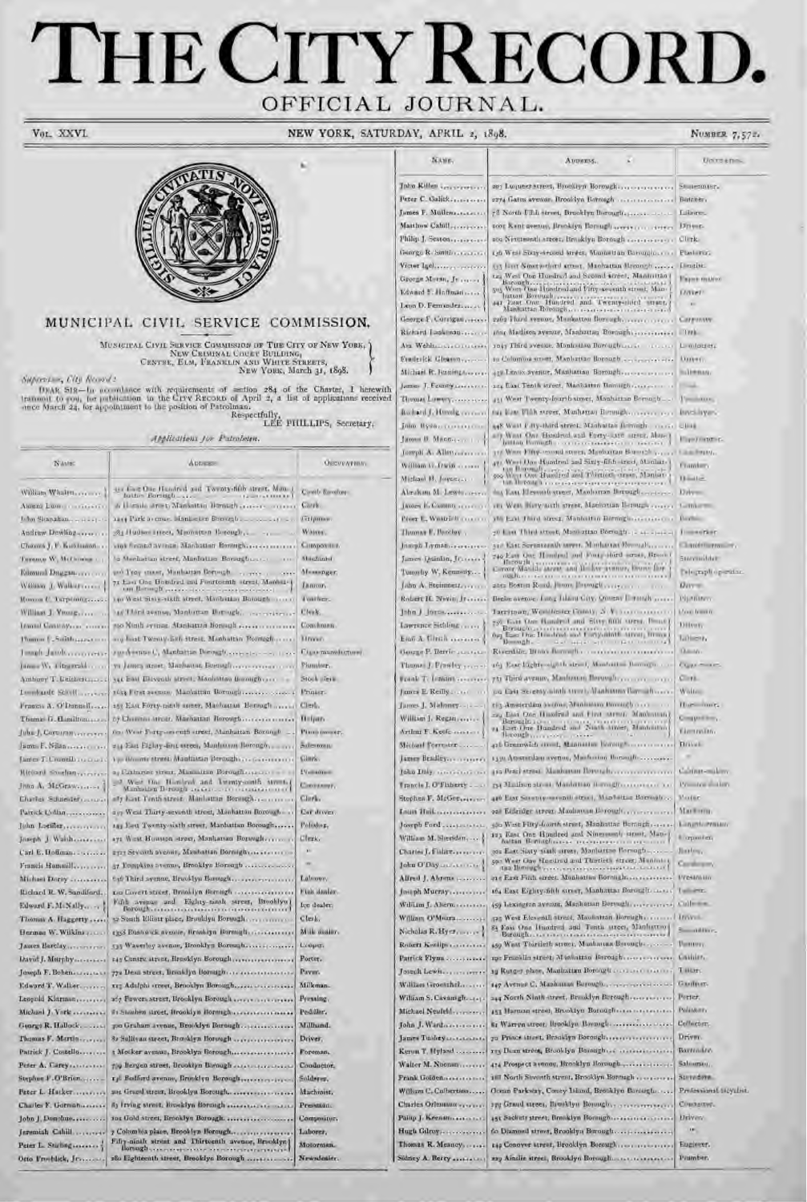# THE CITY RECORD.

## OFFICIAL JOURNAL.

VOL. XXVI. NEW YORK, SATURDAY, APRIL 2, 1898. NUMBER 7,572.

## MUNICIPAL CIVIL SERVICE COMMISSION.

MUNICIPAL CIVIL SERVICE COMMISSION OF THE CITY OF NEW YORK,
NEW CRIMINAL COURT BUILDING,
CENTRE, ELM, FRANKLIN AND WHITE STREETS,
NEW YORK, March 31, 1898.

*Supervisor, City Record:*

DEAR SIR—In accordance with requirements of section 284 of the Charter, I herewith transmit to you, for publication in the CITY RECORD of April 2, a list of applications received since March 24, for appointment to the position of Patrolman.

Respectfully,
LEE PHILLIPS, Secretary.

*Applications for Patrolmen.*

| NAME. | ADDRESS. | OCCUPATION. |
|---|---|---|
| William Whalen | 351 East One Hundred and Twenty-fifth street, Manhattan Borough | Comb finisher. |
| Alonzo Lum | 16 Horatio street, Manhattan Borough | Clerk. |
| John Shanahan | 1414 Park avenue, Manhattan Borough | Gripman. |
| Andrew Dowling | 383 Hudson street, Manhattan Borough | Waiter. |
| Charles J. F. Kuhlmann | 1296 Second avenue, Manhattan Borough | Compositor. |
| Terence W. McGowan | 12 Manhattan street, Manhattan Borough | Machinist. |
| Edmund Duggan | 300 Troy street, Manhattan Borough | Messenger. |
| William J. Walker | 72 East One Hundred and Fourteenth street, Manhattan Borough | Janitor. |
| Romeo C. Tarpening | 140 West Sixty-sixth street, Manhattan Borough | Teacher. |
| William J. Young | 145 Third avenue, Manhattan Borough | Clerk. |
| Daniel Conway | 550 Ninth avenue, Manhattan Borough | Coachman. |
| Thomas F. Smith | 219 East Twenty-first street, Manhattan Borough | Driver. |
| Joseph Jacob | 230 Avenue C, Manhattan Borough | Cigar manufacturer. |
| James W. Fitzgerald | 72 James street, Manhattan Borough | Plumber. |
| Ambrose T. Knichert | 541 East Eleventh street, Manhattan Borough | Stock clerk. |
| Leonhardt Skroll | 1654 First avenue, Manhattan Borough | Printer. |
| Francis A. O'Donnell | 255 East Forty-ninth street, Manhattan Borough | Clerk. |
| Thomas G. Hamilton | 17 Chestnut street, Manhattan Borough | Helper. |
| John J. Corcoran | 601 West Forty-seventh street, Manhattan Borough | Piano mover. |
| James F. Nilan | 234 East Eighty-first street, Manhattan Borough | Salesman. |
| James T. Connell | 130 Broome street, Manhattan Borough | Clerk. |
| Richard Sheehan | 25 Catharine street, Manhattan Borough | Pressman. |
| John A. McGraw | 308 West One Hundred and Twenty-ninth street, Manhattan Borough | Conveyer. |
| Charles Schneider | 287 East Tenth street, Manhattan Borough | Clerk. |
| Patrick Lydian | 227 West Thirty-seventh street, Manhattan Borough | Car driver. |
| John Loeffler | 143 East Twenty-sixth street, Manhattan Borough | Polisher. |
| Joseph J. Walsh | 172 West Houston street, Manhattan Borough | Clerk. |
| Carl E. Hoffman | 2323 Seventh avenue, Manhattan Borough | " |
| Francis Hummill | 47 Tompkins avenue, Brooklyn Borough | " |
| Michael Dorsy | 646 Third avenue, Brooklyn Borough | Laborer. |
| Richard R. W. Sandiford | 120 Covert street, Brooklyn Borough | Fish dealer. |
| Edward F. McNally | Fifth avenue and Eighty-ninth street, Brooklyn Borough | Ice dealer. |
| Thomas A. Haggerty | 52 South Elliott place, Brooklyn Borough | Clerk. |
| Herman W. Wilkins | 1358 Bushwick avenue, Brooklyn Borough | Milk dealer. |
| James Barclay | 535 Waverley avenue, Brooklyn Borough | Cooper. |
| David J. Murphy | 145 Centre street, Brooklyn Borough | Porter. |
| Joseph F. Bohen | 772 Dean street, Brooklyn Borough | Paver. |
| Edward T. Walker | 125 Adelphi street, Brooklyn Borough | Milkman. |
| Leopold Klatman | 267 Powers street, Brooklyn Borough | Pressing. |
| Michael J. York | 81 Steuben street, Brooklyn Borough | Peddler. |
| George R. Hallock | 500 Graham avenue, Brooklyn Borough | Millhand. |
| Thomas F. Martin | 81 Sullivan street, Brooklyn Borough | Driver. |
| Patrick J. Costello | 3 Mesker avenue, Brooklyn Borough | Foreman. |
| Peter A. Carey | 799 Bergen street, Brooklyn Borough | Conductor. |
| Stephen F. O'Brien | 156 Bedford avenue, Brooklyn Borough | Soldier. |
| Peter L. Hacker | 201 Grand street, Brooklyn Borough | Machinist. |
| Charles F. Gorman | 83 Irving street, Brooklyn Borough | Pressman. |
| John J. Donohue | 102 Gold street, Brooklyn Borough | Compositor. |
| Jeremiah Cahill | 7 Columbia place, Brooklyn Borough | Laborer. |
| Peter L. Stirling | Fifty-ninth street and Thirteenth avenue, Brooklyn Borough | Motorman. |
| Otto Froehlick, Jr. | 280 Eighteenth street, Brooklyn Borough | Newsdealer. |
| John Killen | 207 Luquer street, Brooklyn Borough | Stonecutter. |
| Peter C. Gallick | 2274 Gates avenue, Brooklyn Borough | Butcher. |
| James F. Mullen | 78 North Fifth street, Brooklyn Borough | Laborer. |
| Matthew Cahill | 1005 Kent avenue, Brooklyn Borough | Driver. |
| Philip J. Sexton | 201 Nineteenth street, Brooklyn Borough | Clerk. |
| George R. Smith | 136 West Sixty-second street, Manhattan Borough | Plasterer. |
| Victor Igel | 335 East Ninety-third street, Manhattan Borough | Dentist. |
| George Moran, Jr. | 123 West One Hundred and Second street, Manhattan Borough | Paper maker. |
| Edward F. Hoffman | 305 West One Hundred and Fifty-seventh street, Manhattan Borough | Oiler. |
| Louis D. Fernandez | 441 East One Hundred and Twenty-third street, Manhattan Borough | " |
| George F. Corrigan | 2469 Third avenue, Manhattan Borough | Carpenter. |
| Richard Lankenau | 1602 Madison avenue, Manhattan Borough | Clerk. |
| Asa Wehl | 2047 Third avenue, Manhattan Borough | Contractor. |
| Frederick Gleason | 10 Columbus street, Manhattan Borough | Oiler. |
| Michael R. Jennings | 438 Lenox avenue, Manhattan Borough | Salesman. |
| James J. Feeney | 224 East Tenth street, Manhattan Borough | Clerk. |
| Thomas Lowery | 451 West Twenty-fourth street, Manhattan Borough | Teamster. |
| Richard J. Hennig | 641 East Fifth street, Manhattan Borough | Bricklayer. |
| John Ryan | 448 West Fifty-third street, Manhattan Borough | Clerk. |
| James B. Mann | 227 West One Hundred and Forty-first street, Manhattan Borough | Paper ruler. |
| Joseph A. Allen | 317 West Fifty-second street, Manhattan Borough | Coachman. |
| William G. Irwin | 451 West One Hundred and Sixty-fifth street, Manhattan Borough | Plumber. |
| Michael H. Joyce | 500 West One Hundred and Thirtieth street, Manhattan Borough | Hostler. |
| Abraham M. Lewis | 604 East Eleventh street, Manhattan Borough | Driver. |
| James E. Cannon | 181 West Sixty-sixth street, Manhattan Borough | Conductor. |
| Peter E. Westrich | 186 East Third street, Manhattan Borough | Barber. |
| Thomas F. Barclay | 76 East Third street, Manhattan Borough | Ironworker. |
| Joseph Lyman | 342 East Seventeenth street, Manhattan Borough | Chandelier maker. |
| James Quinlan, Jr. | 749 East One Hundred and Forty-third street, Bronx Borough | Steamfitter. |
| Timothy W. Kennedy | Corner Manida street and Becker avenue, Bronx Borough | Telegraph operator. |
| John A. Steinmetz | 2021 Boston Road, Bronx Borough | Driver. |
| Robert H. Nevin, Jr. | Bodie avenue, Long Island City, Queens Borough | Upholsterer. |
| John J. Jones | Tarrytown, Westchester County, N. Y. | Coachman. |
| Lawrence Sichling | 756 East One Hundred and Sixty-fifth street, Bronx Borough | Driver. |
| Emil A. Ulrich | 603 East One Hundred and Forty-ninth street, Bronx Borough | Tailor. |
| George F. Derrie | Riverdale, Bronx Borough | Mason. |
| Thomas J. Frawley | 163 East Eighty-eighth street, Manhattan Borough | Cigar maker. |
| Frank T. Jansen | 731 Third avenue, Manhattan Borough | Clerk. |
| James E. Reilly | 502 East Seventy-ninth street, Manhattan Borough | Waiter. |
| James J. Maloney | 113 Amsterdam avenue, Manhattan Borough | Horseshoer. |
| William J. Regan | 229 East One Hundred and First street, Manhattan Borough | Compositor. |
| Arthur F. Keefe | 14 East One Hundred and Ninth street, Manhattan Borough | Electrician. |
| Michael Forrester | 426 Greenwich street, Manhattan Borough | Driver. |
| James Bradley | 1330 Amsterdam avenue, Manhattan Borough | |
| John Daly | 412 Pearl street, Manhattan Borough | Cabinet-maker. |
| Francis J. O'Flaherty | 354 Madison street, Manhattan Borough | Provision dealer. |
| Stephen F. McGee | 446 East Seventy-seventh street, Manhattan Borough | Porter. |
| Louis Hall | 228 Eldridge street, Manhattan Borough | Machinist. |
| Joseph Ford | 520 West Fifty-fourth street, Manhattan Borough | Longshoreman. |
| William M. Sheridan | 123 East One Hundred and Nineteenth street, Manhattan Borough | Carpenter. |
| Charles J. Fisher | 302 East Sixty-sixth street, Manhattan Borough | Barber. |
| John O'Day | 520 West One Hundred and Thirtieth street, Manhattan Borough | Coachman. |
| Alfred J. Ahrens | 212 East Fifth street, Manhattan Borough | Pressman. |
| Joseph Murray | 164 East Eighty-fifth street, Manhattan Borough | Laborer. |
| William J. Ahern | 159 Lexington avenue, Manhattan Borough | Collector. |
| William O'Meara | 325 West Eleventh street, Manhattan Borough | Driver. |
| Nicholas R. Hyer | 85 East One Hundred and Tenth street, Manhattan Borough | Steamfitter. |
| Robert Koelipe | 459 West Thirtieth street, Manhattan Borough | Painter. |
| Patrick Flynn | 190 Franklin street, Manhattan Borough | Cashier. |
| Joseph Lewis | 19 Rutger place, Manhattan Borough | Tailor. |
| William Groeschel | 147 Avenue C, Manhattan Borough | Gardener. |
| William S. Cavanagh | 244 North Ninth street, Brooklyn Borough | Porter. |
| Michael Neufeld | 153 Harman street, Brooklyn Borough | Polisher. |
| John J. Ward | 81 Warren street, Brooklyn Borough | Collector. |
| James Tuohey | 70 Prince street, Brooklyn Borough | Driver. |
| Keran T. Hyland | 115 Dean street, Brooklyn Borough | Bartender. |
| Walter M. Noonan | 474 Prospect avenue, Brooklyn Borough | Salesman. |
| Frank Golden | 188 North Seventh street, Brooklyn Borough | Stevedore. |
| William C. Culbertson | Ocean Parkway, Coney Island, Brooklyn Borough | Professional bicyclist. |
| Charles Ortmann | 375 Grand street, Brooklyn Borough | Conductor. |
| Philip J. Keenan | 451 Sackett street, Brooklyn Borough | Driver. |
| Hugh Gilroy | 60 Diamond street, Brooklyn Borough | " |
| Thomas R. Meaney | 144 Conover street, Brooklyn Borough | Engineer. |
| Sidney A. Berry | 229 Ainslie street, Brooklyn Borough | Plumber. |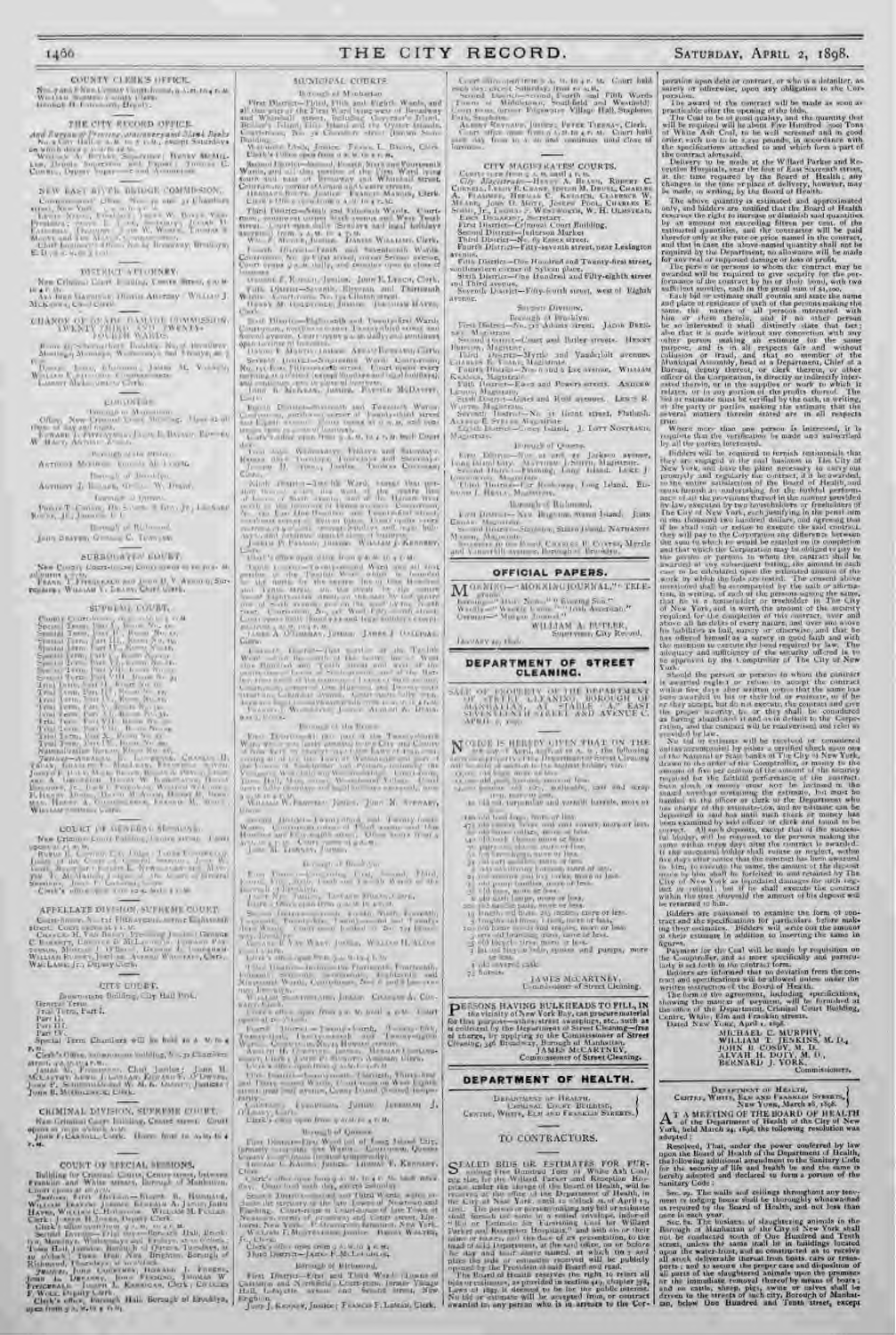COUNTY CLERK'S OFFICE.

THE CITY RECORD OFFICE.

NEW EAST RIVER BRIDGE COMMISSION.

DISTRICT ATTORNEY.

CHANGE OF GRADE DAMAGE COMMISSION, TWENTY-THIRD AND TWENTY-FOURTH WARDS.

CORONERS.

SURROGATES' COURT.

SUPREME COURT.

COURT OF GENERAL SESSIONS.

APPELLATE DIVISION, SUPREME COURT.

CITY COURT.

CRIMINAL DIVISION, SUPREME COURT.

COURT OF SPECIAL SESSIONS.

MUNICIPAL COURTS.

Borough of Manhattan.

Borough of The Bronx.

Borough of Brooklyn.

Borough of Queens.

Borough of Richmond.

CITY MAGISTRATES' COURTS.

Court opens from 9 A. M. until 4 P. M.

City Magistrates—Henry A. Brann, Robert C. Cornell, Leroy B. Crane, Joseph M. Deuel, Charles A. Flammer, Herman C. Kudlich, Clarence W. Meade, John O. Mott, Joseph Pool, Charles E. Simms, Jr., Thomas F. Wentworth, W. H. Olmsted.

Edw. Dougherty, Secretary.

First District—Criminal Court Building.
Second District—Jefferson Market.
Third District—No. 69 Essex street.
Fourth District—Fifty-seventh street, near Lexington avenue.
Fifth District—One Hundred and Twenty-first street, southeastern corner of Sylvan place.
Sixth District—One Hundred and Fifty-eighth street and Third avenue.
Seventh District—Fifty-fourth street, west of Eighth avenue.

SECOND DIVISION.

Borough of Brooklyn.

Borough of Queens.

Borough of Richmond.

OFFICIAL PAPERS.

MORNING—"MORNING JOURNAL," "TELEGRAM."

WILLIAM A. BUTLER,
Supervisor, City Record.

DEPARTMENT OF STREET CLEANING.

SALE OF PROPERTY OF THE DEPARTMENT OF STREET CLEANING, BOROUGH OF MANHATTAN, AT STABLE "A," EAST SEVENTEENTH STREET AND AVENUE C, APRIL 6, 1898.

NOTICE IS HEREBY GIVEN THAT ON THE 6th day of April, 1898, at 10 A. M., the following described property of the Department of Street Cleaning will be sold at auction to the highest bidder, viz.:

JAMES McCARTNEY,
Commissioner of Street Cleaning.

PERSONS HAVING BULKHEADS TO FILL, IN the vicinity of New York Bay, can procure material for that purpose—ashes, street sweepings, etc., such as is collected by the Department of Street Cleaning—free of charge, by applying to the Commissioner of Street Cleaning, 346 Broadway, Borough of Manhattan.

JAMES McCARTNEY,
Commissioner of Street Cleaning.

DEPARTMENT OF HEALTH.

DEPARTMENT OF HEALTH,
CRIMINAL COURT BUILDING,
CENTRE, WHITE, ELM AND FRANKLIN STREETS.

TO CONTRACTORS.

SEALED BIDS OR ESTIMATES FOR FURnishing Five Hundred Tons of White Ash Coal ...

The Coal to be of good quality, and the quantity that will be required will be about Five Hundred (500) Tons of White Ash Coal ...

MICHAEL C. MURPHY,
WILLIAM T. JENKINS, M. D.,
JOHN B. COSBY, M. D.,
ALVAH H. DOTY, M. D.,
BERNARD J. YORK,
Commissioners.

DEPARTMENT OF HEALTH,
CENTRE, WHITE, ELM AND FRANKLIN STREETS,
NEW YORK, March 28, 1898.

AT A MEETING OF THE BOARD OF HEALTH of the Department of Health of the City of New York, held March 24, 1898, the following resolution was adopted:

Resolved, That, under the power conferred by law upon the Board of Health of the Department of Health, the following additional amendment to the Sanitary Code for the security of life and health be and the same is hereby adopted and declared to form a portion of the Sanitary Code:

Sec. 29. The walls and ceilings throughout any tenement or lodging house shall be thoroughly whitewashed ... at least once in each year.

Sec. 82. The business of slaughtering animals in the Borough of Manhattan of the City of New York shall not be conducted north of One Hundred and Tenth street, unless the same shall be in buildings located upon the water-front, and so constructed as to receive all stock ... and no cattle, sheep, pigs, swine or calves shall be driven in the streets of such city, Borough of Manhattan, below One Hundred and Tenth street, except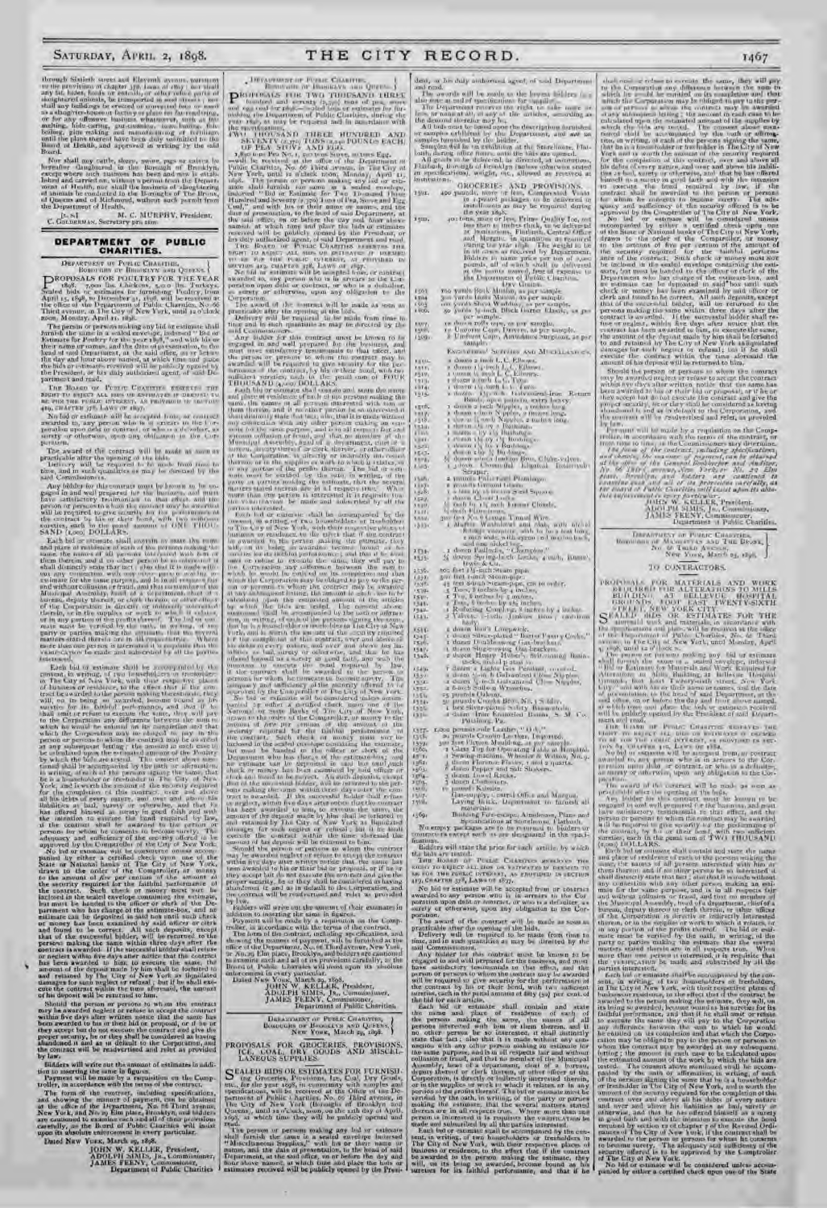through Sixtieth street and Eleventh avenue, pursuant to the provisions of chapter 376, Laws of 1897; nor shall any fat, hides, fowls or entrails, or other refuse parts of slaughtered animals, be transported in said streets; nor shall any buildings be erected or converted into or used as a slaughter-house or factory or place for fat-rendering, or for any offensive business whatsoever, such as fat-melting, hide-curing, gut-cleaning, bone-boiling, fish-boiling, glue-making and manufacturing of fertilizers, until the plans thereof have been duly submitted to the Board of Health, and approved in writing by the said Board.

Nor shall any cattle, sheep, swine, pigs or calves be hereafter slaughtered in the Borough of Brooklyn, except where such business has been and now is established and carried on, without a permit from the Department of Health, nor shall the business of slaughtering of animals be conducted in the Boroughs of The Bronx, of Queens and of Richmond, without such permit from the Department of Health.

[L. S.] M. C. MURPHY, President.
C. GOLDERMAN, Secretary pro tem.

## DEPARTMENT OF PUBLIC CHARITIES.

DEPARTMENT OF PUBLIC CHARITIES,
BOROUGHS OF BROOKLYN AND QUEENS.

PROPOSALS FOR POULTRY FOR THE YEAR 1898. 7,000 lbs. Chickens, 3,000 lbs. Turkeys. Sealed bids or estimates for furnishing Poultry from April 15, 1898, to December 31, 1898, will be received at the office of the Department of Public Charities, No. 66 Third avenue, in The City of New York, until 12 o'clock noon, Monday, April 11, 1898.

The person or persons making any bid or estimate shall furnish the same in a sealed envelope, indorsed "Bid or Estimate for Poultry for the year 1898," and with his or their name or names, and the date of presentation, to the head of said Department, at the said office, on or before the day and hour above named, at which time and place the bids or estimates received will be publicly opened by the President, or his duly authorized agent, of said Department and read.

THE BOARD OF PUBLIC CHARITIES RESERVES THE RIGHT TO REJECT ALL BIDS OR ESTIMATES IF DEEMED TO BE FOR THE PUBLIC INTEREST, AS PROVIDED IN SECTION 419, CHAPTER 378, LAWS OF 1897.

No bid or estimate will be accepted from, or contract awarded to, any person who is in arrears to the Corporation upon debt or contract, or who is a defaulter, as surety or otherwise, upon any obligation to the Corporation.

The award of the contract will be made as soon as practicable after the opening of the bids.

Delivery will be required to be made from time to time, and in such quantities as may be directed by the said Commissioners.

Any bidder for this contract must be known to be engaged in and well prepared for the business, and must have satisfactory testimonials to that effect, and the person or persons to whom the contract may be awarded will be required to give security for the performance of the contract by his or their bond, with two sufficient sureties, each in the penal amount of ONE THOUSAND (1,000) DOLLARS.

Each bid or estimate shall contain and state the name and place of residence of each of the persons making the same, the names of all persons interested with him or them therein, and if no other person be so interested it shall distinctly state that fact; also that it is made without any connection with any other person making an estimate for the same purpose, and is in all respects fair and without collusion or fraud, and that no member of the Municipal Assembly, head of a department, chief of a bureau, deputy thereof, or clerk therein, or other officer of the Corporation, is directly or indirectly interested therein, or in the supplies or work to which it relates, or in any portion of the profits thereof. The bid or estimate must be verified by the oath, in writing, of the party or parties making the estimate, that the several matters stated therein are in all respects true. Where more than one person is interested it is requisite that the verification be made and subscribed by all the parties interested.

Each bid or estimate shall be accompanied by the consent, in writing, of two householders or freeholders in The City of New York, with their respective places of business or residence, to the effect that if the contract be awarded to the person making the estimate, they will, on its being so awarded, become bound as his sureties for its faithful performance; and that if he shall omit or refuse to execute the same, they will pay to the Corporation any difference between the sum to which he would be entitled on its completion and that which the Corporation may be obliged to pay to the person or persons to whom the contract may be awarded at any subsequent letting; the amount in each case to be calculated upon the estimated amount of the supplies by which the bids are tested. The consent above mentioned shall be accompanied by the oath or affirmation, in writing, of each of the persons signing the same, that he is a householder or freeholder in The City of New York, and is worth the amount of the security required for the completion of this contract, over and above all his debts of every nature, and over and above his liabilities as bail, surety or otherwise, and that he has offered himself as surety in good faith and with the intention to execute the bond required by law. The adequacy and sufficiency of the security offered is to be approved by the Comptroller of The City of New York.

No bid or estimate will be considered unless accompanied by either a certified check upon one of the State or National banks of The City of New York, drawn to the order of the Comptroller, or money to the amount of five per centum of the amount of the security required for the faithful performance of the contract. Such check or money must not be inclosed in the sealed envelope containing the estimate, but must be handed to the officer or clerk of the Department who has charge of the estimate-box, and no estimate can be deposited in said box until such check or money has been examined by said officer or clerk and found to be correct. All such deposits, except that of the successful bidder, will be returned to the persons making the same within three days after the contract is awarded. If the successful bidder shall refuse or neglect within five days after notice that the contract has been awarded to him, to execute the same, the amount of the deposit made by him shall be forfeited to and retained by The City of New York as liquidated damages for such neglect or refusal; but if he shall execute the contract within the time aforesaid, the amount of his deposit will be returned to him.

Should the person or persons to whom the contract may be awarded neglect or refuse to accept the contract within five days after written notice that the same has been awarded to his or their bid or proposal, or if he or they accept but do not execute the contract and give the proper security, he or they shall be considered as having abandoned it and as in default to the Corporation, and the contract will be readvertised and relet as provided by law.

Bidders will write out the amount of their estimates in addition to inserting the same in figures.

Payment will be made by a requisition on the Comptroller, in accordance with the terms of the contract.

The form of the contract, including specifications, and showing the manner of payment, can be obtained at the office of the Department, No. 66 Third avenue, New York, and No. 59 Elm place, Brooklyn, and bidders are cautioned to examine each and all of their provisions carefully, as the Board of Public Charities will insist upon its absolute enforcement in every particular.

Dated NEW YORK, March 29, 1898.

JOHN W. KELLER, President,
ADOLPH SIMIS, JR., Commissioner,
JAMES FEENY, Commissioner,
Department of Public Charities.

---

DEPARTMENT OF PUBLIC CHARITIES,
BOROUGHS OF BROOKLYN AND QUEENS.

PROPOSALS FOR TWO THOUSAND THREE hundred and seventy (2,370) tons of pea, stove and egg coal for 1898.—Sealed bids or estimates for furnishing the Department of Public Charities, during the year 1898, as may be required in accordance with the specifications,

TWO THOUSAND THREE HUNDRED AND SEVENTY (2,370) TONS (2,240 POUNDS EACH) OF PEA, STOVE AND EGG

(Except on Pier No. 1, portion buyer, sixteen Egg), will be received at the office of the Department of Public Charities, No. 66 Third avenue, in The City of New York, until 12 o'clock noon, Monday, April 11, 1898. The person or persons making any bid or estimate shall furnish the same in a sealed envelope, indorsed "Bid or Estimate for Two Thousand Three Hundred and Seventy (2,370) Tons of Pea, Stove and Egg Coal," and with his or their name or names, and the date of presentation, to the head of said Department, at the said office, on or before the day and hour above named, at which time and place the bids or estimates received will be publicly opened by the President, or his duly authorized agent, of said Department and read.

THE BOARD OF PUBLIC CHARITIES RESERVES THE RIGHT TO REJECT ALL BIDS OR ESTIMATES IF DEEMED TO BE FOR THE PUBLIC INTEREST, AS PROVIDED IN SECTION 419, CHAPTER 378, LAWS OF 1897.

No bid or estimate will be accepted from, or contract awarded to, any person who is in arrears to the Corporation upon debt or contract, or who is a defaulter, as surety or otherwise, upon any obligation to the Corporation.

The award of the contract will be made as soon as practicable after the opening of the bids.

Delivery will be required to be made from time to time and in such quantities as may be directed by the said Commissioners.

Any bidder for this contract must be known to be engaged in and well prepared for the business, and must have satisfactory testimonials to that effect, and the person or persons to whom the contract may be awarded will be required to give security for the performance of the contract by his or their bond, with two sufficient sureties, each in the penal sum of FOUR THOUSAND (4,000) DOLLARS.

Each bid or estimate shall contain and state the name and place of residence of each of the persons making the same, the names of all persons interested with him or them therein, and if no other person be so interested it shall distinctly state that fact; also that it is made without any connection with any other person making an estimate for the same purpose, and is in all respects fair and without collusion or fraud, and that no member of the Municipal Assembly, head of a department, chief of a bureau, deputy thereof or clerk therein, or other officer of the Corporation, is directly or indirectly interested therein, or in the supplies or work to which it relates, or in any portion of the profits thereof. The bid or estimate must be verified by the oath, in writing, of the party or parties making the estimate, that the several matters stated therein are in all respects true. Where more than one person is interested it is requisite that the verification be made and subscribed by all the parties interested.

Each bid or estimate shall be accompanied by the consent, in writing, of two householders or freeholders in The City of New York, with their respective places of business or residence, to the effect that if the contract be awarded to the person making the estimate, they will, on its being so awarded, become bound as his sureties for its faithful performance; and that if he shall omit or refuse to execute the same, they will pay to the Corporation any difference between the sum to which he would be entitled on its completion and that which the Corporation may be obliged to pay to the person or persons to whom the contract may be awarded at any subsequent letting; the amount in each case to be calculated upon the estimated amount of the articles by which the bids are tested. The consent above mentioned shall be accompanied by the oath or affirmation, in writing, of each of the persons signing the same, that he is a householder or freeholder in The City of New York, and is worth the amount of the security required for the completion of this contract, over and above all his debts of every nature, and over and above his liabilities as bail, surety or otherwise, and that he has offered himself as a surety in good faith and with the intention to execute the bond required by law. The adequacy and sufficiency of the security offered is to be approved by the Comptroller of The City of New York.

No bid or estimate will be considered unless accompanied by either a certified check upon one of the National or State Banks of The City of New York, drawn to the order of the Comptroller, or money to the amount of five per centum of the amount of the security required for the faithful performance of the contract. Such check or money must not be inclosed in the sealed envelope containing the estimate, but must be handed to the officer or clerk of the Department who has charge of the estimate-box, and no estimate can be deposited in said box until such check or money has been examined by said officer or clerk and found to be correct. All such deposits, except that of the successful bidder, will be returned to the persons making the same within three days after the contract is awarded. If the successful bidder shall refuse or neglect, within five days after notice that the contract has been awarded to him, to execute the same, the amount of the deposit made by him shall be forfeited to and retained by The City of New York as liquidated damages for such neglect or refusal; but if he shall execute the contract within the time aforesaid, the amount of his deposit will be returned to him.

Should the person or persons to whom the contract may be awarded neglect or refuse to accept the contract within five days after written notice that the same has been awarded to his or their bid or proposal, or if he or they accept but do not execute the contract and give the proper security, he or they shall be considered as having abandoned it and as in default to the Corporation, and the contract will be readvertised and relet as provided by law.

Bidders will write out the amount of their estimates in addition to inserting the same in figures.

Payment will be made by a requisition on the Comptroller, in accordance with the terms of the contract.

The form of the contract, including specifications, and showing the manner of payment, will be furnished at the office of the Department, No. 66 Third avenue, New York, or No. 59 Elm place, Brooklyn, and bidders are cautioned to examine each and all of its provisions carefully, as the Board of Public Charities will insist upon its absolute enforcement in every particular.

Dated NEW YORK, March 29, 1898.

JOHN W. KELLER, President,
ADOLPH SIMIS, JR., Commissioner,
JAMES FEENY, Commissioner,
Department of Public Charities.

---

DEPARTMENT OF PUBLIC CHARITIES,
BOROUGHS OF BROOKLYN AND QUEENS,
NEW YORK, March 29, 1898.

PROPOSALS FOR GROCERIES, PROVISIONS, ICE, COAL, DRY GOODS AND MISCELLANEOUS SUPPLIES.

SEALED BIDS OR ESTIMATES FOR FURNISHing Groceries, Provisions, Ice, Coal, Dry Goods, etc., for the year 1898, in conformity with samples and specifications, will be received at the office of the Department of Public Charities, No. 66 Third avenue, in The City of New York (Boroughs of Brooklyn and Queens), until 12 o'clock, noon, on the 11th day of April, 1898, at which time they will be publicly opened and read.

The person or persons making any bid or estimate shall furnish the same in a sealed envelope, to the head of said Department, at the said office, on or before the day and hour above named, at which time and place the bids or estimates received will be publicly opened by the President, or his duly authorized agent, of said Department and read.

The awards will be made to the lowest bidders for such articles as per specifications for supplies.

The Department reserves the right to take more or less, or none at all, of any of the articles, according as the demand therefor may be.

All bids must be based upon the description furnished or samples exhibited by the Department, and not on samples furnished by the bidder.

Samples will be on exhibition at the Storehouse, Flatbush, during office hours, until the bids are opened.

All goods to be delivered, as directed, at institutions, Flatbush, Borough of Brooklyn (unless otherwise stated in specifications), weight, etc., allowed as received at institutions.

GROCERIES AND PROVISIONS.

1501. 400 pounds, more or less, Compressed Yeast in 1-pound packages, to be delivered in installments as may be required during the year 1898.

1502. 400 tons, more or less, Prime Quality Ice, not less than 10 inches thick, to be delivered at institutions, Flatbush, Central Office and Morgue, in quantities as required during the year 1898. The weight to be in all cases as received by Department. Bidders to name price per ton of 2,000 pounds, all of which shall be delivered at the points named, free of expense to the Department of Public Charities.

Dry Goods.

1503. 100 yards Book Muslin, as per sample.
1504. 500 yards India Muslin, as per sample.
1505. 500 yards Shirt Waisting, as per sample.
1506. 50 yards 34-inch Black Cotton Elastic, as per sample.
1507. 10 dozen rolls tape, as per sample.
1508. 10 Umpire Caps, Drivers, as per sample.
1509. 8 Uniform Caps, Ambulance Surgeons, as per sample.

ENGINEERS' SUPPLIES AND MISCELLANEOUS.

1510. 2 dozen 2-inch L.I. Elbows.
1511. 2 dozen 1½-inch L.I. Elbows.
1512. 1 dozen ¾-inch L.I. Elbows.
1513. 1 dozen ½-inch L.I. Tees.
1514. 1 dozen 1¼-inch L.I. Tees.
1515. 1 dozen 1½-inch Universal-iron Return Bends, open pattern, extra heavy.
1516. 1 dozen 2-inch Nipples, 2 inches long.
1517. 1 dozen 1-inch Nipples, 2 inches long.
1518. 1 dozen ¾-inch Nipples, 2 inches long.
1519. 1 dozen 1½ by 1 Bushings.
1520. 1 dozen 1½ by ¾ Bushings.
1521. 1 dozen 1¼ by 1 Bushings.
1522. 1 dozen 1¼ by ¾ Bushings.
1523. 1 dozen 1 by ¾ Bushings.
1524. 6 dozen 1½-inch Jenkins Ring Globe-valves.
1525. 3 dozen Chronmed Kryptol Improved Stoppers.
1526. 2 pounds Palm-leaf Plumbago.
1527. 2 pounds Common Grease.
1528. 1 dozen 14-inch Pipe Sealers.
1529. 1 dozen Closet Locks.
1530. 6 Bath or 1½-inch Lever Closets.
1531. 2 bundle Flasher Flushers.
1532. 300 feet No. 6 Copper Tinned Wire.
1533. 4 Murray Washstand and Sink with nickel-plated fittings complete, with 10 to 2 feet long, and fasten on.
1534. 2 dozen Padlocks, "Champion."
1535. 2 dozen Spring-latch Locks, 4 inch, Russwin Dexter & Co.
1536. 100 feet ¾-inch Steam-pipe.
1537. 500 feet 1-inch Steam-pipe.
1538. 25 feet 2-inch Steam-pipe, cut to order.
1539. 2 Tees, 2 inches by 2 inches.
1540. 1 Tees, 2 inches by 3½ inches.
1541. 1 Reducing Coupling, 2 inches by 1½ inches.
1542. 2 Valves, 1½-inch, Jenkins' Brass, steam bore.
1543. 1 dozen Box Lever-locks.
1544. 1 dozen Silver-plated "Butterfly" Cocks.
1545. 1 dozen Double-swing Gas Brackets.
1546. 2 dozen Single-swing Gas-brackets.
1547. 2 dozen Heavy Rubber Self-cleaning Rubbers, Mosing plate 3½.
1548. 1 dozen 4 Lights for Pendant, curved.
1549. 1 dozen ½-inch Galvanized Close Nipples.
1550. 1 dozen ¾-inch Galvanized Close Nipples.
1551. 1 dozen Stilson Wrenches.
1552. 25 pounds Oakum.
1553. 50 pounds Cracker Brn. No. 2 Y. W. Solder.
1554. 1 Boy Rivet-joints: Valve, Brownsville.
1555. 1 dozen Iron Enameled Basins, S. M. Co. Finishing, F4.
1556. 1,000 pounds 2nd Leather, "O.A."
1557. 25 pounds Crawler Leather, Improved.
1558. 100 feet Rubber Hose, 1-inch.
1559. 1 Class Top for Operating Table at Hospital.
1560. 1 Sewing-machine, Wheeler & Wilson, No. 9.
1561. 1 dozen Hermetic Flasks, 1 and 3 quarts.
1562. 6 dozen Pepper and Salt Shakers.
1563. 6 dozen Towel Racks.
1564. 3 dozen Chemises.
1565. 20 pounds Nibbles.
1566. Gas-supply—Central Office and Morgue.
Laying Brick.—Department to furnish all materials.
1567. Building Fire-escape, Almshouse, Plans and specifications at storehouse, Flatbush.

No empty packages are to be returned to bidders or contractors except such as are designated in the specifications.

Bidders will state the price for each article, by which the bids are tested.

THE BOARD OF PUBLIC CHARITIES RESERVES THE RIGHT TO REJECT ALL BIDS OR ESTIMATES IF DEEMED TO BE FOR THE PUBLIC INTEREST, AS PROVIDED IN SECTION 419, CHAPTER 378, LAWS OF 1897.

No bid or estimate will be accepted from or contract awarded to any person who is in arrears to the Corporation upon debt or contract, or who is a defaulter, as surety or otherwise, upon any obligation to the Corporation.

The award of the contract will be made as soon as practicable after the opening of the bids.

Delivery will be required to be made from time to time, and in such quantities as may be directed by the said Commissioners.

Any bidder for this contract must be known to be engaged in and well prepared for the business, and must have satisfactory testimonials to that effect, and the person or persons to whom the contract may be awarded will be required to give security for the performance of the contract by his or their bond, with two sufficient sureties, each in the penal amount of fifty (50) per cent. of the bid for each article.

Each bid or estimate shall contain and state the name and place of residence of each of the persons making the same, the names of all persons interested with him or them therein, and if no other person be so interested it shall distinctly state that fact; also that it is made without any connection with any other person making an estimate for the same purpose, and is in all respects fair and without collusion or fraud, and that no member of the Municipal Assembly, head of a department, chief of a bureau, deputy thereof or clerk therein, or other officer of the Corporation, is directly or indirectly interested therein, or in the supplies or work to which it relates, or in any portion of the profits thereof. The bid or estimate must be verified by the oath, in writing, of the party or parties making the estimate, that the several matters stated therein are in all respects true. Where more than one person is interested it is requisite that the verification be made and subscribed by all the parties interested.

Each bid or estimate shall be accompanied by the consent, in writing, of two householders or freeholders in The City of New York, with their respective places of business or residence, to the effect that if the contract be awarded to the person making the estimate, they will, on its being so awarded, become bound as his sureties for its faithful performance; and that if he shall omit or refuse to execute the same, they will pay to the Corporation any difference between the sum to which he would be entitled on its completion and that which the Corporation may be obliged to pay to the person or persons to whom the contract may be awarded at any subsequent letting; the amount in each case to be calculated upon the estimated amount of the supplies by which the bids are tested. The consent above mentioned shall be accompanied by the oath or affirmation, in writing, of each of the persons signing the same, that he is a householder or freeholder in The City of New York and is worth the amount of the security required for the completion of this contract, over and above all his debts of every nature, and over and above his liabilities as bail, surety or otherwise, and that he has offered himself as a surety in good faith and with the intention to execute the bond required by law. The adequacy and sufficiency of the security offered is to be approved by the Comptroller of The City of New York.

No bid or estimate will be considered unless accompanied by either a certified check upon one of the State or National banks of The City of New York, drawn to the order of the Comptroller, or money to the amount of five per centum of the amount of the security required for the faithful performance of the contract. Such check or money must not be inclosed in the sealed envelope containing the estimate, but must be handed to the officer or clerk of the Department who has charge of the estimate-box, and no estimate can be deposited in said box until such check or money has been examined by said officer or clerk and found to be correct. All such deposits, except that of the successful bidder, will be returned to the persons making the same within three days after the contract is awarded. If the successful bidder shall refuse or neglect, within five days after notice that the contract has been awarded to him, to execute the same, the amount of the deposit made by him shall be forfeited to and retained by The City of New York as liquidated damages for such neglect or refusal; but if he shall execute the contract within the time aforesaid the amount of his deposit will be returned to him.

Should the person or persons to whom the contract may be awarded neglect or refuse to accept the contract within five days after written notice that the same has been awarded to his or their bid or proposal, or if he or they accept but do not execute the contract and give the proper security, he or they shall be considered as having abandoned it and as in default to the Corporation, and the contract will be readvertised and relet, as provided by law.

Payment will be made by a requisition on the Comptroller, in accordance with the terms of the contract, or from time to time, as the Commissioners may determine.

*The form of the contract, including specifications, and showing the manner of payment, can be obtained at the office of the General Bookkeeper and Auditor, No. 66 Third avenue, New York, or No. 59 Elm place, Brooklyn, and bidders are cautioned to examine each and all of its provisions carefully, as the Board of Public Charities will insist upon its absolute enforcement in every particular.*

JOHN W. KELLER, President,
ADOLPH SIMIS, JR., Commissioner,
JAMES FEENY, Commissioner,
Department of Public Charities.

---

DEPARTMENT OF PUBLIC CHARITIES,
BOROUGHS OF MANHATTAN AND THE BRONX,
NO. 66 THIRD AVENUE,
NEW YORK, March 25, 1898.

TO CONTRACTORS.

PROPOSALS FOR MATERIALS AND WORK REQUIRED FOR ALTERATIONS TO MILLS BUILDING, BELLEVUE HOSPITAL GROUNDS, FOOT EAST TWENTY-SIXTH STREET, NEW YORK CITY.

SEALED BIDS OR ESTIMATES FOR THE aforesaid work and materials, in accordance with the specifications and plans, will be received at the office of the Department of Public Charities, No. 66 Third avenue, in The City of New York, until Monday, April 11, 1898, until 12 o'clock M.

The person or persons making any bid or estimate shall furnish the same in a sealed envelope, indorsed "Bid or Estimate for Materials and Work Required for Alterations to Mills Building, Bellevue Hospital Grounds, foot East Twenty-sixth street, New York City," and with his or their name or names, and the date of presentation, to the head of said Department, at the said office, on or before the day and hour above named, at which time and place the bids or estimates received will be publicly opened by the President of said Department and read.

THE BOARD OF PUBLIC CHARITIES RESERVES THE RIGHT TO REJECT ALL BIDS OR ESTIMATES IF DEEMED TO BE FOR THE PUBLIC INTEREST, AS PROVIDED IN SECTION 419, CHAPTER 378, LAWS OF 1897.

No bid or estimate will be accepted from, or contract awarded to, any person who is in arrears to the Corporation upon debt or contract, or who is a defaulter, as surety or otherwise, upon any obligation to the Corporation.

The award of the contract will be made as soon as practicable after the opening of the bids.

Any bidder for this contract must be known to be engaged in and well prepared for the business, and must have satisfactory testimonials to that effect, and the person or persons to whom the contract may be awarded will be required to give security for the performance of the contract by his or their bond, with two sufficient sureties, each in the penal amount of TWO THOUSAND (2,000) DOLLARS.

Each bid or estimate shall contain and state the name and place of residence of each of the persons making the same, the names of all persons interested with him or them therein, and if no other person be so interested it shall distinctly state that fact; also that it is made without any connection with any other person making an estimate for the same purpose, and is in all respects fair and without collusion or fraud, and that no member of the Municipal Assembly, head of a department, chief of a bureau, deputy thereof or clerk therein, or other officer of the Corporation, is directly or indirectly interested therein, or in the supplies or work to which it relates, or in any portion of the profits thereof. The bid or estimate must be verified by the oath, in writing, of the party or parties making the estimate, that the several matters stated therein are in all respects true. Where more than one person is interested it is requisite that the VERIFICATION be made and subscribed by all the parties interested.

Each bid or estimate shall be accompanied by the consent, in writing, of two householders or freeholders in The City of New York, with their respective places of business or residence, to the effect that if the contract be awarded to the person making the estimate, they will, on its being so awarded, become bound as his sureties for its faithful performance; and that if he shall omit or refuse to execute the same, they will pay to the Corporation any difference between the sum to which he would be entitled on its completion and that which the Corporation may be obliged to pay to the person or persons to whom the contract may be awarded at any subsequent letting; the amount in each case to be calculated upon the estimated amount of the work by which the bids are tested. The consent above mentioned shall be accompanied by the oath or affirmation, in writing, of each of the persons signing the same, that he is a householder or freeholder in The City of New York, and is worth the amount of the security required for the completion of the contract over and above all his debts of every nature and over and above his liabilities as bail, surety or otherwise, and that he has offered himself as a surety in good faith and with the intention to execute the bond required by section 12 of chapter 7 of the Revised Ordinances of The City of New York, if the contract shall be awarded to the person or persons for whom he consents to become surety. The adequacy and sufficiency of the security offered is to be approved by the Comptroller of The City of New York.

No bid or estimate will be considered unless accompanied by either a certified check upon one of the State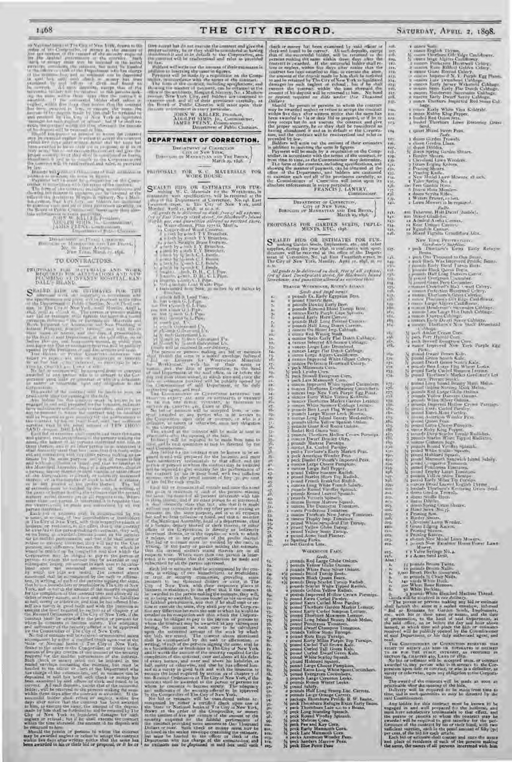they accept but do not execute the contract and give the proper security, he or they shall be considered as having abandoned it and as in default to the Corporation, and the contract will be readvertised and relet as provided by law.

Bidders will write out the amount of their estimates in addition to inserting the same in figures.

Payment will be made by a requisition on the Comptroller, in accordance with the terms of the contract.

The form of the contract, including specifications, and showing the manner of payment, can be obtained at the office of the architects, Horgan & Slattery, No. 1 Madison avenue, New York City, and bidders are cautioned to examine each and all of their provisions carefully, as the Board of Public Charities will insist upon their absolute enforcement in every particular.

JOHN W. KELLER, President,
ADOLPH SIMIS, JR., Commissioner,
JAMES FEENY, Commissioner,
Department of Public Charities.

DEPARTMENT OF PUBLIC CHARITIES,
BOROUGHS OF MANHATTAN AND THE BRONX,
No. 66 THIRD AVENUE,
NEW YORK, March 25, 1898.

# TO CONTRACTORS.

## PROPOSALS FOR MATERIALS AND WORK REQUIRED FOR ALTERATIONS AND NEW PLUMBING AT INFANTS' HOSPITAL, RANDALL'S ISLAND.

SEALED BIDS OR ESTIMATES FOR THE aforesaid work and materials, in accordance with the specifications and plans, will be received at the office of the Department of Public Charities, No. 66 Third avenue, in The City of New York, until Monday, April 11, 1898, until 10 o'clock A. M.

# DEPARTMENT OF CORRECTION.

DEPARTMENT OF CORRECTION,
CITY OF NEW YORK,
BOROUGHS OF MANHATTAN AND THE BRONX,
March 29, 1898.

## PROPOSALS FOR W. C. MATERIALS FOR WORK HOUSE.

SEALED BIDS OR ESTIMATES FOR FURnishing W. C. Materials for the Workhouse, in accordance with specifications, will be received at the office of the Department of Correction, No. 148 East Twentieth street, in The City of New York, until Monday, April 11, 1898, at 10 o'clock A. M.

FRANCIS J. LANTRY,
Commissioner.

DEPARTMENT OF CORRECTION,
CITY OF NEW YORK,
BOROUGHS OF MANHATTAN AND THE BRONX,
March 29, 1898.

## PROPOSALS FOR GARDEN SEEDS, IMPLEMENTS, ETC., 1898.

SEALED BIDS OR ESTIMATES FOR FURnishing Garden Seeds, Implements, etc., and other supplies, during the year 1898, in conformity with specifications, will be received at the office of the Department of Correction, No. 148 East Twentieth street, in The City of New York, until Monday, April 11, 1898, at 10 A. M.

*All goods to be delivered on dock, free of all expense, foot of East Twenty-sixth street, for Blackwell's Island Storehouse, and quantities allowed as received there.*

BRANCH WORKHOUSE, RIKER'S ISLAND.

*Seeds and Implements.*

WORKHOUSE FARM.

*Seeds.*

NEW YORK PENITENTIARY.

*Gardener's Supplies.*

THE COMMISSIONER OF CORRECTION RESERVES THE RIGHT TO REJECT ALL BIDS OR ESTIMATES IF DEEMED TO BE FOR THE PUBLIC INTEREST, AS PROVIDED IN SECTION 64, CHAPTER 410, LAWS OF 1882.

The award of the contract will be made as soon as practicable after the opening of the bids.

Delivery will be required to be made from time to time, and in such quantities as may be directed by the said Commissioner.